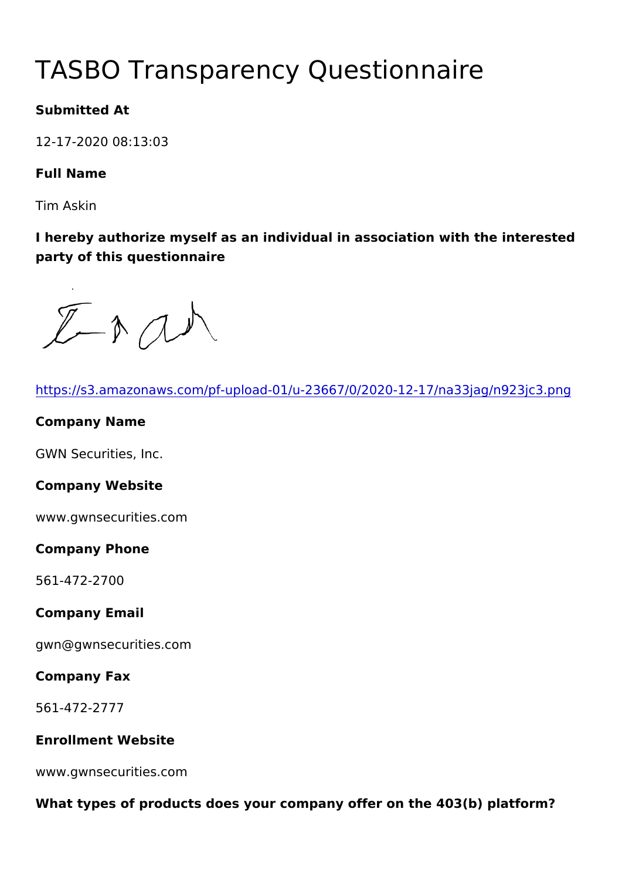# TASBO Transparency Questionnaire

**Submitted At**

12-17-2020 08:13:03

**Full Name**

Tim Askin

**I hereby authorize myself as an individual in association with the interested party of this questionnaire**

https://s3.amazonaws.com/pf-upload-01/u-23667/0/2020-12-17/na33jag/n923jc3.png

**Company Name**

GWN Securities, Inc.

**Company Website**

www.gwnsecurities.com

**Company Phone**

561-472-2700

**Company Email**

gwn@gwnsecurities.com

**Company Fax**

561-472-2777

**Enrollment Website**

www.gwnsecurities.com

**What types of products does your company offer on the 403(b) platform?**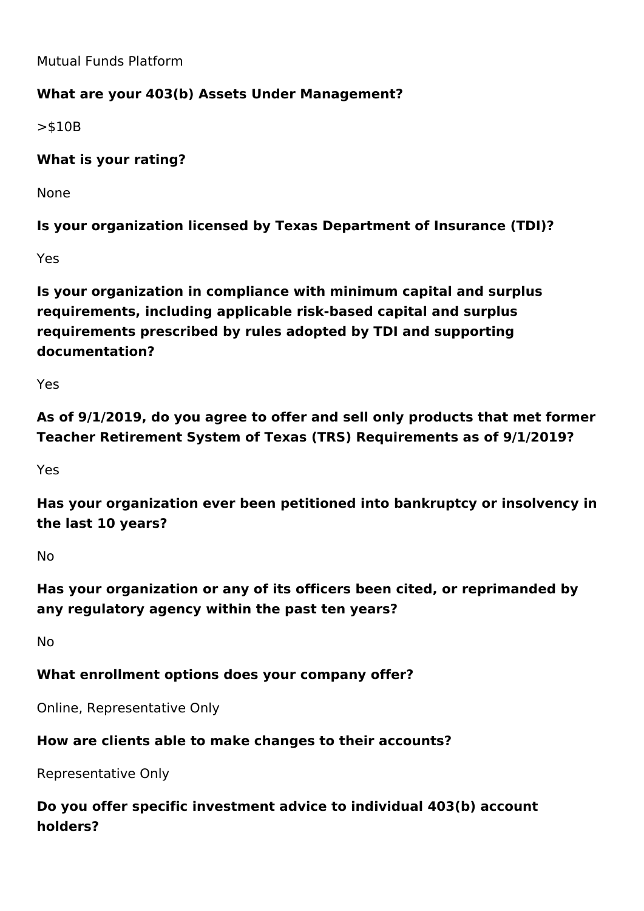Mutual Funds Platform

**What are your 403(b) Assets Under Management?**

>$10B

**What is your rating?**

None

**Is your organization licensed by Texas Department of Insurance (TDI)?**

Yes

**Is your organization in compliance with minimum capital and surplus requirements, including applicable risk-based capital and surplus requirements prescribed by rules adopted by TDI and supporting documentation?**

Yes

**As of 9/1/2019, do you agree to offer and sell only products that met former Teacher Retirement System of Texas (TRS) Requirements as of 9/1/2019?**

Yes

**Has your organization ever been petitioned into bankruptcy or insolvency in the last 10 years?**

No

**Has your organization or any of its officers been cited, or reprimanded by any regulatory agency within the past ten years?**

No

**What enrollment options does your company offer?**

Online, Representative Only

**How are clients able to make changes to their accounts?**

Representative Only

**Do you offer specific investment advice to individual 403(b) account holders?**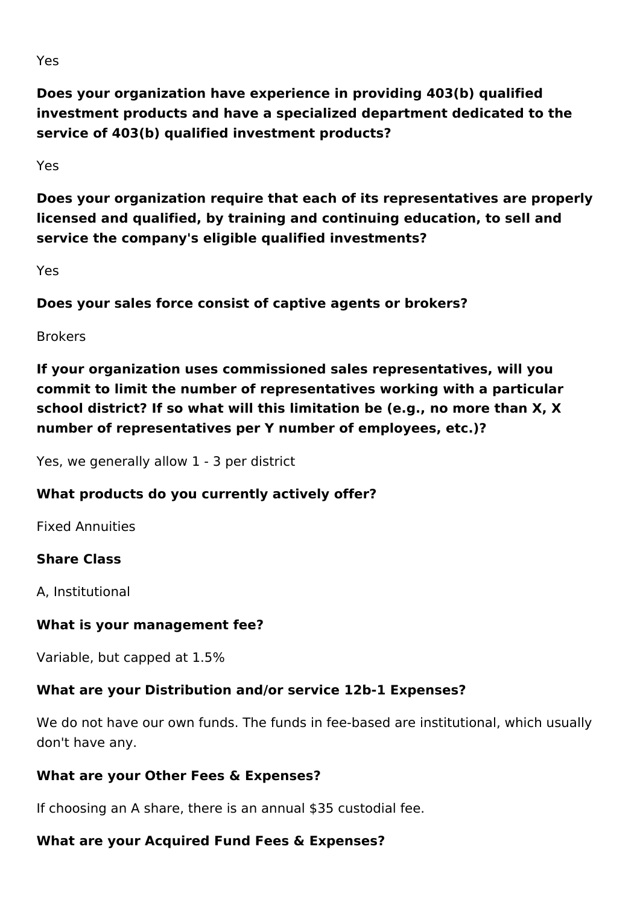Yes

**Does your organization have experience in providing 403(b) qualified investment products and have a specialized department dedicated to the service of 403(b) qualified investment products?**

Yes

**Does your organization require that each of its representatives are properly licensed and qualified, by training and continuing education, to sell and service the company's eligible qualified investments?**

Yes

**Does your sales force consist of captive agents or brokers?**

Brokers

**If your organization uses commissioned sales representatives, will you commit to limit the number of representatives working with a particular school district? If so what will this limitation be (e.g., no more than X, X number of representatives per Y number of employees, etc.)?**

Yes, we generally allow 1 - 3 per district

**What products do you currently actively offer?**

Fixed Annuities

**Share Class**

A, Institutional

**What is your management fee?**

Variable, but capped at 1.5%

**What are your Distribution and/or service 12b-1 Expenses?**

We do not have our own funds. The funds in fee-based are institutional, which usually don't have any.

**What are your Other Fees & Expenses?**

If choosing an A share, there is an annual $35 custodial fee.

**What are your Acquired Fund Fees & Expenses?**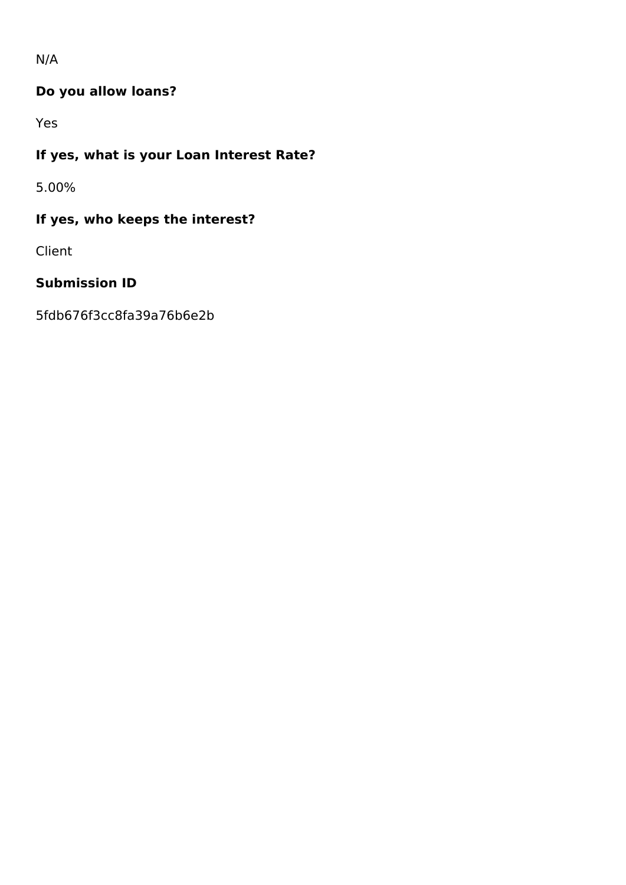N/A

**Do you allow loans?**

Yes

**If yes, what is your Loan Interest Rate?**

5.00%

**If yes, who keeps the interest?**

Client

**Submission ID**

5fdb676f3cc8fa39a76b6e2b